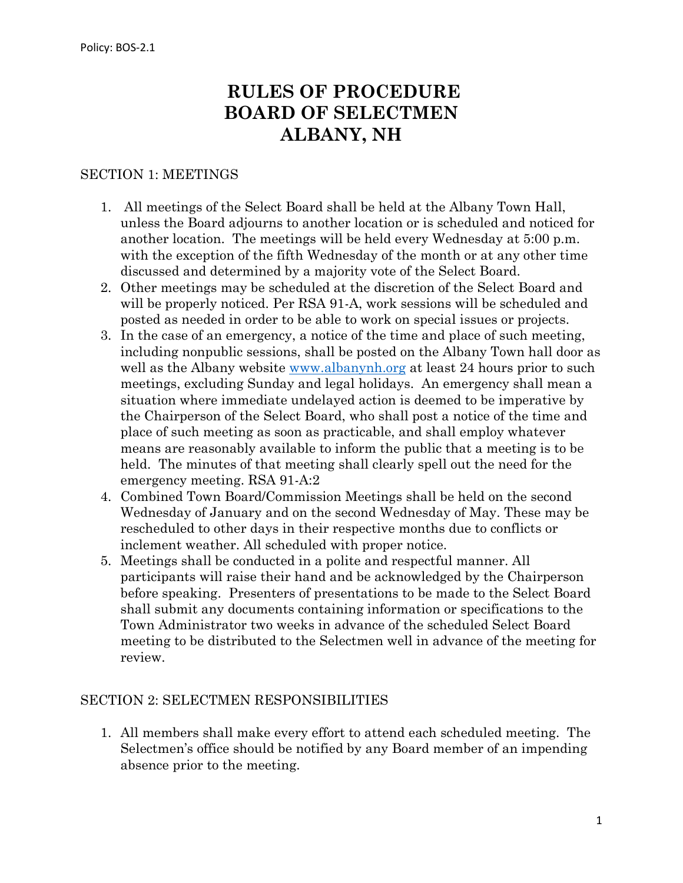Policy: BOS-2.1

# RULES OF PROCEDURE
# BOARD OF SELECTMEN
# ALBANY, NH

## SECTION 1: MEETINGS

1. All meetings of the Select Board shall be held at the Albany Town Hall, unless the Board adjourns to another location or is scheduled and noticed for another location. The meetings will be held every Wednesday at 5:00 p.m. with the exception of the fifth Wednesday of the month or at any other time discussed and determined by a majority vote of the Select Board.
2. Other meetings may be scheduled at the discretion of the Select Board and will be properly noticed. Per RSA 91-A, work sessions will be scheduled and posted as needed in order to be able to work on special issues or projects.
3. In the case of an emergency, a notice of the time and place of such meeting, including nonpublic sessions, shall be posted on the Albany Town hall door as well as the Albany website [www.albanynh.org](http://www.albanynh.org) at least 24 hours prior to such meetings, excluding Sunday and legal holidays. An emergency shall mean a situation where immediate undelayed action is deemed to be imperative by the Chairperson of the Select Board, who shall post a notice of the time and place of such meeting as soon as practicable, and shall employ whatever means are reasonably available to inform the public that a meeting is to be held. The minutes of that meeting shall clearly spell out the need for the emergency meeting. RSA 91-A:2
4. Combined Town Board/Commission Meetings shall be held on the second Wednesday of January and on the second Wednesday of May. These may be rescheduled to other days in their respective months due to conflicts or inclement weather. All scheduled with proper notice.
5. Meetings shall be conducted in a polite and respectful manner. All participants will raise their hand and be acknowledged by the Chairperson before speaking. Presenters of presentations to be made to the Select Board shall submit any documents containing information or specifications to the Town Administrator two weeks in advance of the scheduled Select Board meeting to be distributed to the Selectmen well in advance of the meeting for review.

## SECTION 2: SELECTMEN RESPONSIBILITIES

1. All members shall make every effort to attend each scheduled meeting. The Selectmen's office should be notified by any Board member of an impending absence prior to the meeting.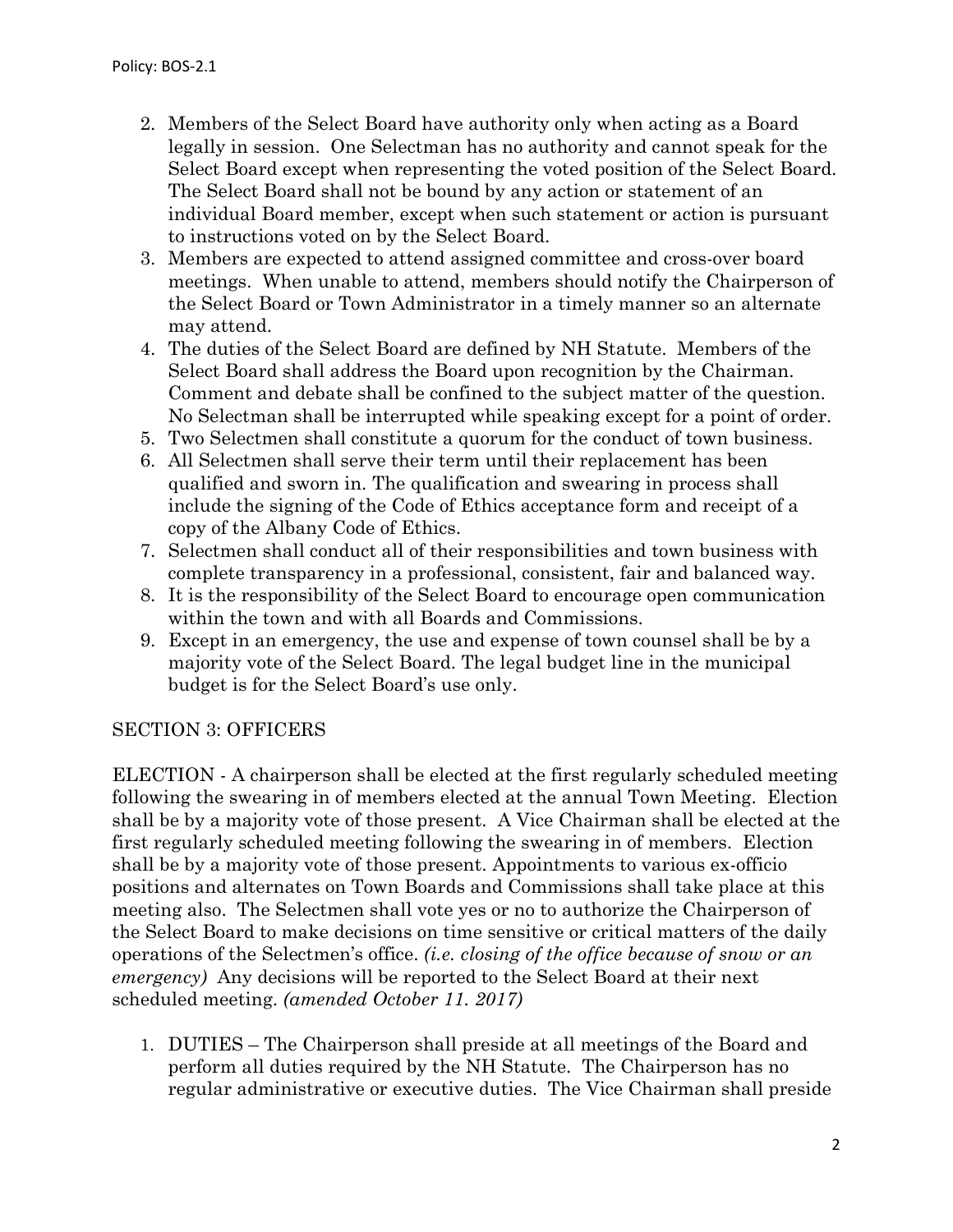2. Members of the Select Board have authority only when acting as a Board legally in session. One Selectman has no authority and cannot speak for the Select Board except when representing the voted position of the Select Board. The Select Board shall not be bound by any action or statement of an individual Board member, except when such statement or action is pursuant to instructions voted on by the Select Board.
3. Members are expected to attend assigned committee and cross-over board meetings. When unable to attend, members should notify the Chairperson of the Select Board or Town Administrator in a timely manner so an alternate may attend.
4. The duties of the Select Board are defined by NH Statute. Members of the Select Board shall address the Board upon recognition by the Chairman. Comment and debate shall be confined to the subject matter of the question. No Selectman shall be interrupted while speaking except for a point of order.
5. Two Selectmen shall constitute a quorum for the conduct of town business.
6. All Selectmen shall serve their term until their replacement has been qualified and sworn in. The qualification and swearing in process shall include the signing of the Code of Ethics acceptance form and receipt of a copy of the Albany Code of Ethics.
7. Selectmen shall conduct all of their responsibilities and town business with complete transparency in a professional, consistent, fair and balanced way.
8. It is the responsibility of the Select Board to encourage open communication within the town and with all Boards and Commissions.
9. Except in an emergency, the use and expense of town counsel shall be by a majority vote of the Select Board. The legal budget line in the municipal budget is for the Select Board's use only.

## SECTION 3: OFFICERS

ELECTION - A chairperson shall be elected at the first regularly scheduled meeting following the swearing in of members elected at the annual Town Meeting. Election shall be by a majority vote of those present. A Vice Chairman shall be elected at the first regularly scheduled meeting following the swearing in of members. Election shall be by a majority vote of those present. Appointments to various ex-officio positions and alternates on Town Boards and Commissions shall take place at this meeting also. The Selectmen shall vote yes or no to authorize the Chairperson of the Select Board to make decisions on time sensitive or critical matters of the daily operations of the Selectmen's office. *(i.e. closing of the office because of snow or an emergency)* Any decisions will be reported to the Select Board at their next scheduled meeting. *(amended October 11. 2017)*

1. DUTIES – The Chairperson shall preside at all meetings of the Board and perform all duties required by the NH Statute. The Chairperson has no regular administrative or executive duties. The Vice Chairman shall preside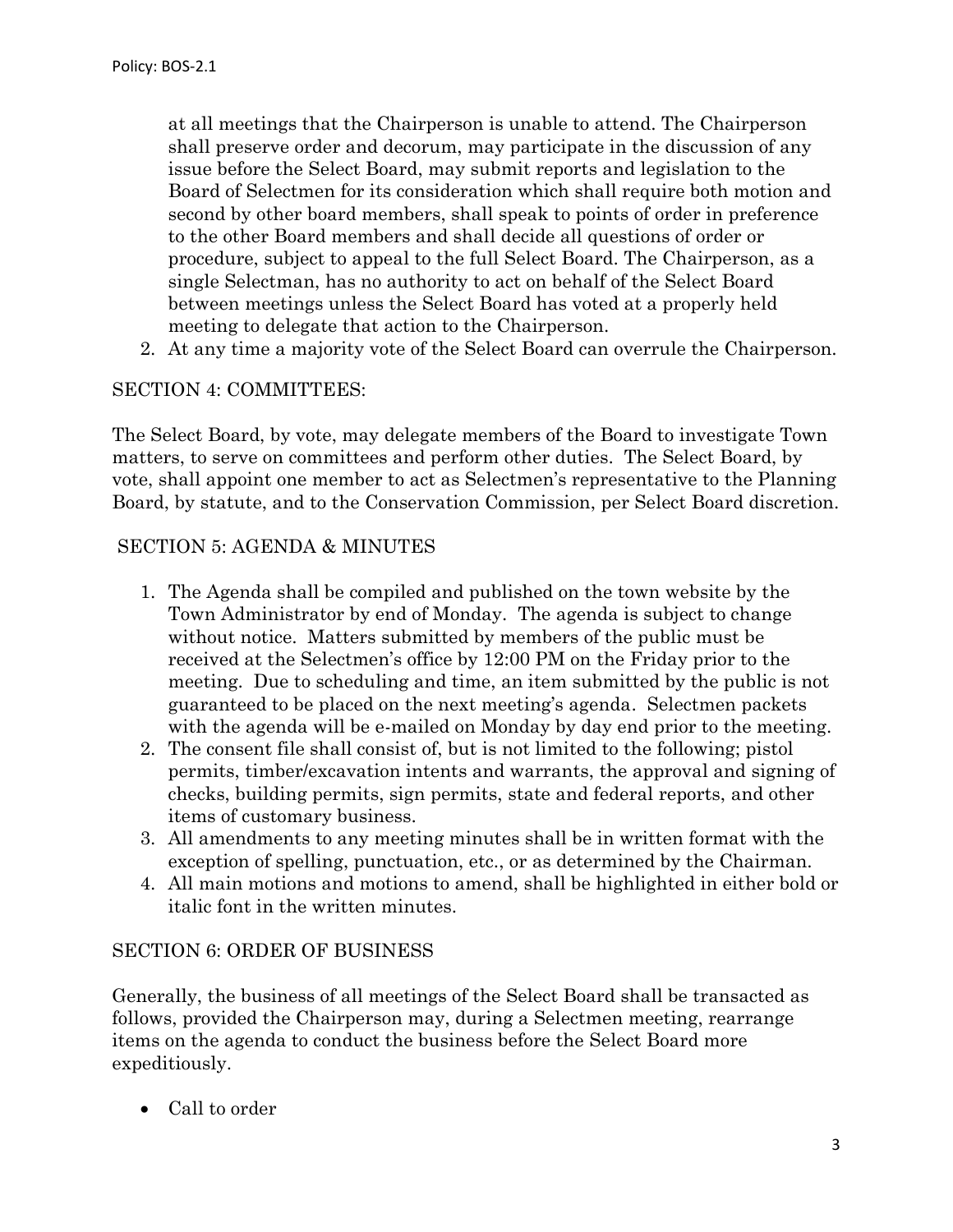at all meetings that the Chairperson is unable to attend. The Chairperson shall preserve order and decorum, may participate in the discussion of any issue before the Select Board, may submit reports and legislation to the Board of Selectmen for its consideration which shall require both motion and second by other board members, shall speak to points of order in preference to the other Board members and shall decide all questions of order or procedure, subject to appeal to the full Select Board. The Chairperson, as a single Selectman, has no authority to act on behalf of the Select Board between meetings unless the Select Board has voted at a properly held meeting to delegate that action to the Chairperson.

2. At any time a majority vote of the Select Board can overrule the Chairperson.

## SECTION 4: COMMITTEES:

The Select Board, by vote, may delegate members of the Board to investigate Town matters, to serve on committees and perform other duties. The Select Board, by vote, shall appoint one member to act as Selectmen's representative to the Planning Board, by statute, and to the Conservation Commission, per Select Board discretion.

## SECTION 5: AGENDA & MINUTES

1. The Agenda shall be compiled and published on the town website by the Town Administrator by end of Monday. The agenda is subject to change without notice. Matters submitted by members of the public must be received at the Selectmen's office by 12:00 PM on the Friday prior to the meeting. Due to scheduling and time, an item submitted by the public is not guaranteed to be placed on the next meeting's agenda. Selectmen packets with the agenda will be e-mailed on Monday by day end prior to the meeting.
2. The consent file shall consist of, but is not limited to the following; pistol permits, timber/excavation intents and warrants, the approval and signing of checks, building permits, sign permits, state and federal reports, and other items of customary business.
3. All amendments to any meeting minutes shall be in written format with the exception of spelling, punctuation, etc., or as determined by the Chairman.
4. All main motions and motions to amend, shall be highlighted in either bold or italic font in the written minutes.

## SECTION 6: ORDER OF BUSINESS

Generally, the business of all meetings of the Select Board shall be transacted as follows, provided the Chairperson may, during a Selectmen meeting, rearrange items on the agenda to conduct the business before the Select Board more expeditiously.

- Call to order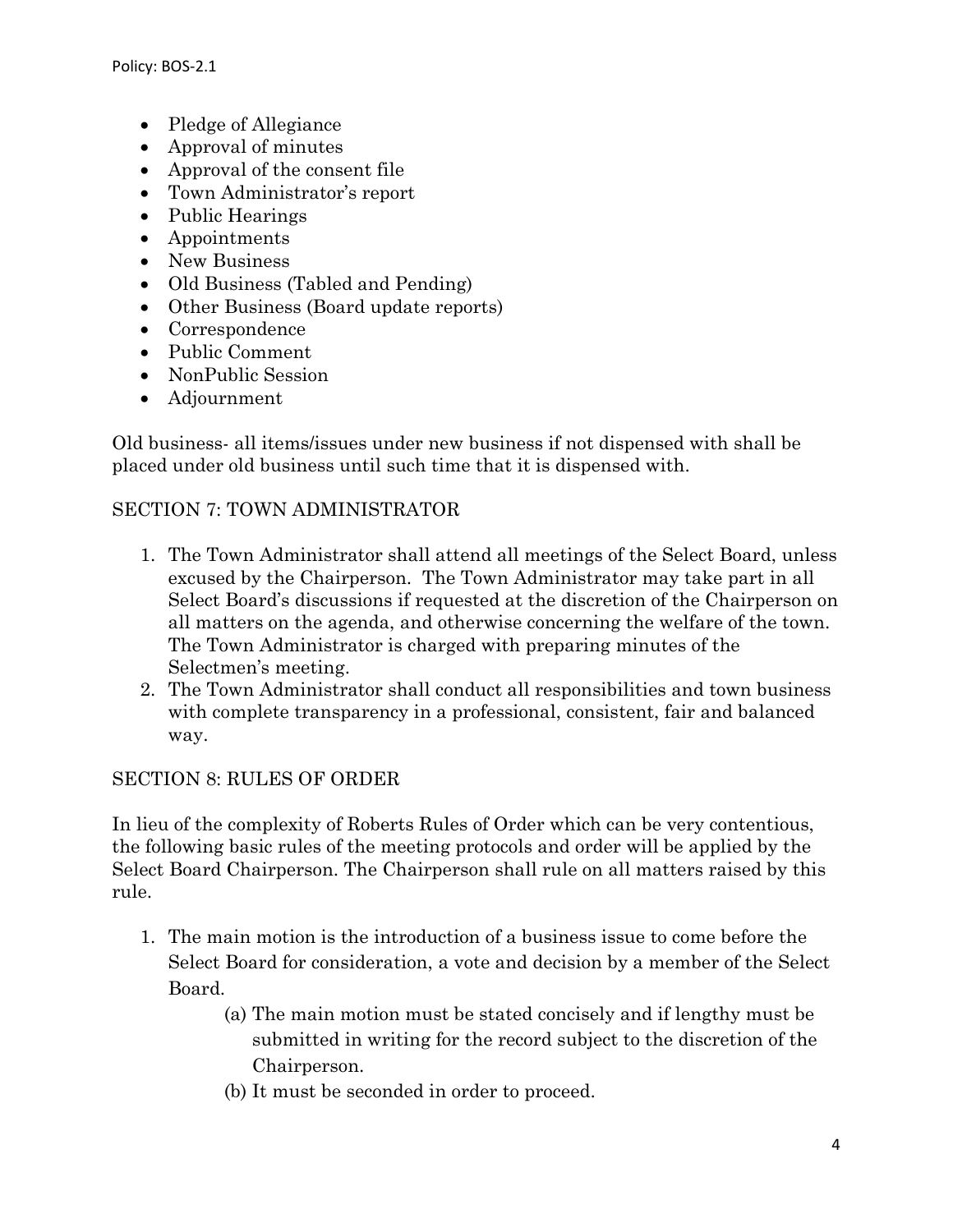- Pledge of Allegiance
- Approval of minutes
- Approval of the consent file
- Town Administrator's report
- Public Hearings
- Appointments
- New Business
- Old Business (Tabled and Pending)
- Other Business (Board update reports)
- Correspondence
- Public Comment
- NonPublic Session
- Adjournment

Old business- all items/issues under new business if not dispensed with shall be placed under old business until such time that it is dispensed with.

## SECTION 7: TOWN ADMINISTRATOR

1. The Town Administrator shall attend all meetings of the Select Board, unless excused by the Chairperson. The Town Administrator may take part in all Select Board's discussions if requested at the discretion of the Chairperson on all matters on the agenda, and otherwise concerning the welfare of the town. The Town Administrator is charged with preparing minutes of the Selectmen's meeting.
2. The Town Administrator shall conduct all responsibilities and town business with complete transparency in a professional, consistent, fair and balanced way.

## SECTION 8: RULES OF ORDER

In lieu of the complexity of Roberts Rules of Order which can be very contentious, the following basic rules of the meeting protocols and order will be applied by the Select Board Chairperson. The Chairperson shall rule on all matters raised by this rule.

1. The main motion is the introduction of a business issue to come before the Select Board for consideration, a vote and decision by a member of the Select Board.
   - (a) The main motion must be stated concisely and if lengthy must be submitted in writing for the record subject to the discretion of the Chairperson.
   - (b) It must be seconded in order to proceed.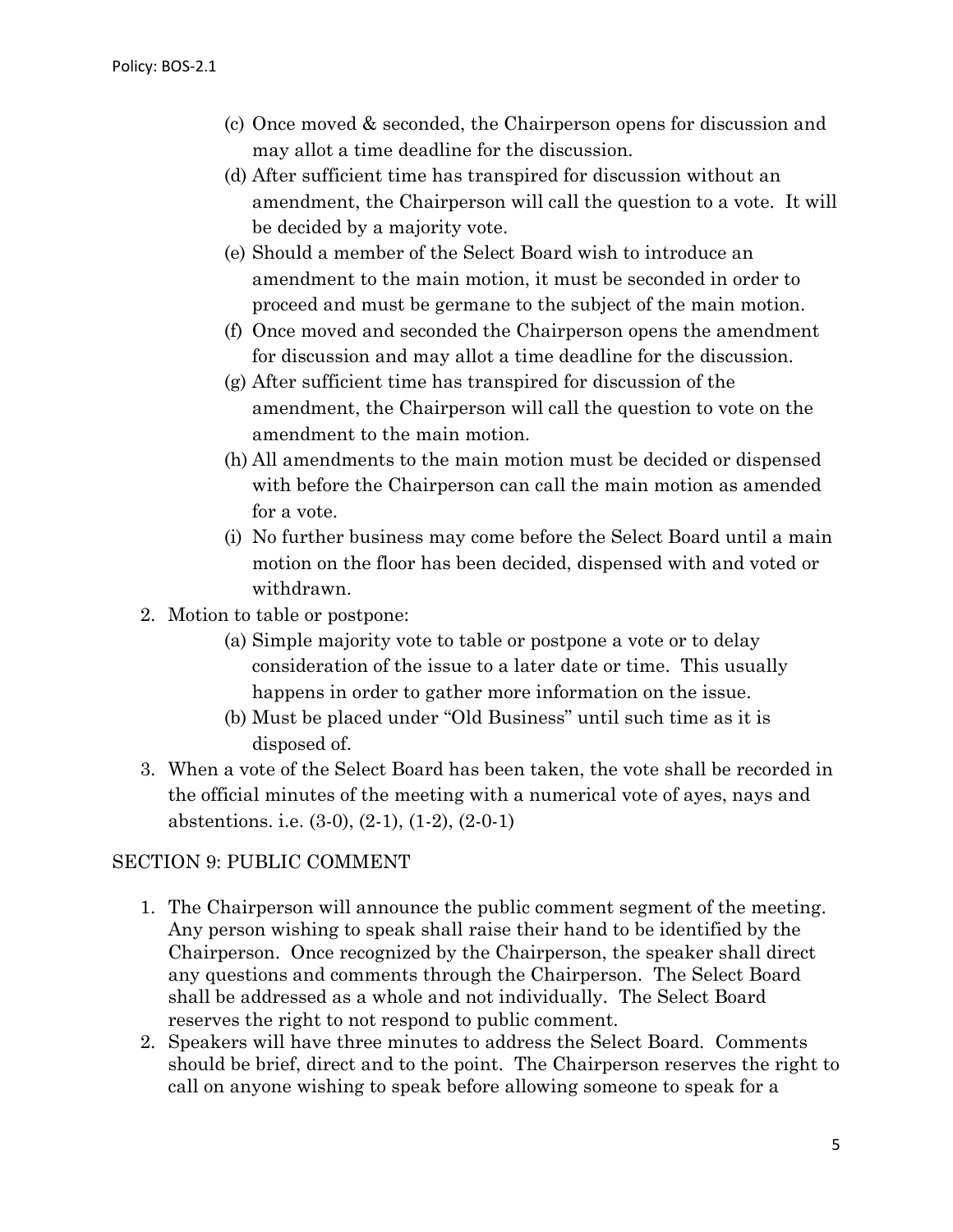(c) Once moved & seconded, the Chairperson opens for discussion and may allot a time deadline for the discussion.

(d) After sufficient time has transpired for discussion without an amendment, the Chairperson will call the question to a vote. It will be decided by a majority vote.

(e) Should a member of the Select Board wish to introduce an amendment to the main motion, it must be seconded in order to proceed and must be germane to the subject of the main motion.

(f) Once moved and seconded the Chairperson opens the amendment for discussion and may allot a time deadline for the discussion.

(g) After sufficient time has transpired for discussion of the amendment, the Chairperson will call the question to vote on the amendment to the main motion.

(h) All amendments to the main motion must be decided or dispensed with before the Chairperson can call the main motion as amended for a vote.

(i) No further business may come before the Select Board until a main motion on the floor has been decided, dispensed with and voted or withdrawn.

2. Motion to table or postpone:

   (a) Simple majority vote to table or postpone a vote or to delay consideration of the issue to a later date or time. This usually happens in order to gather more information on the issue.

   (b) Must be placed under "Old Business" until such time as it is disposed of.

3. When a vote of the Select Board has been taken, the vote shall be recorded in the official minutes of the meeting with a numerical vote of ayes, nays and abstentions. i.e. (3-0), (2-1), (1-2), (2-0-1)

## SECTION 9: PUBLIC COMMENT

1. The Chairperson will announce the public comment segment of the meeting. Any person wishing to speak shall raise their hand to be identified by the Chairperson. Once recognized by the Chairperson, the speaker shall direct any questions and comments through the Chairperson. The Select Board shall be addressed as a whole and not individually. The Select Board reserves the right to not respond to public comment.
2. Speakers will have three minutes to address the Select Board. Comments should be brief, direct and to the point. The Chairperson reserves the right to call on anyone wishing to speak before allowing someone to speak for a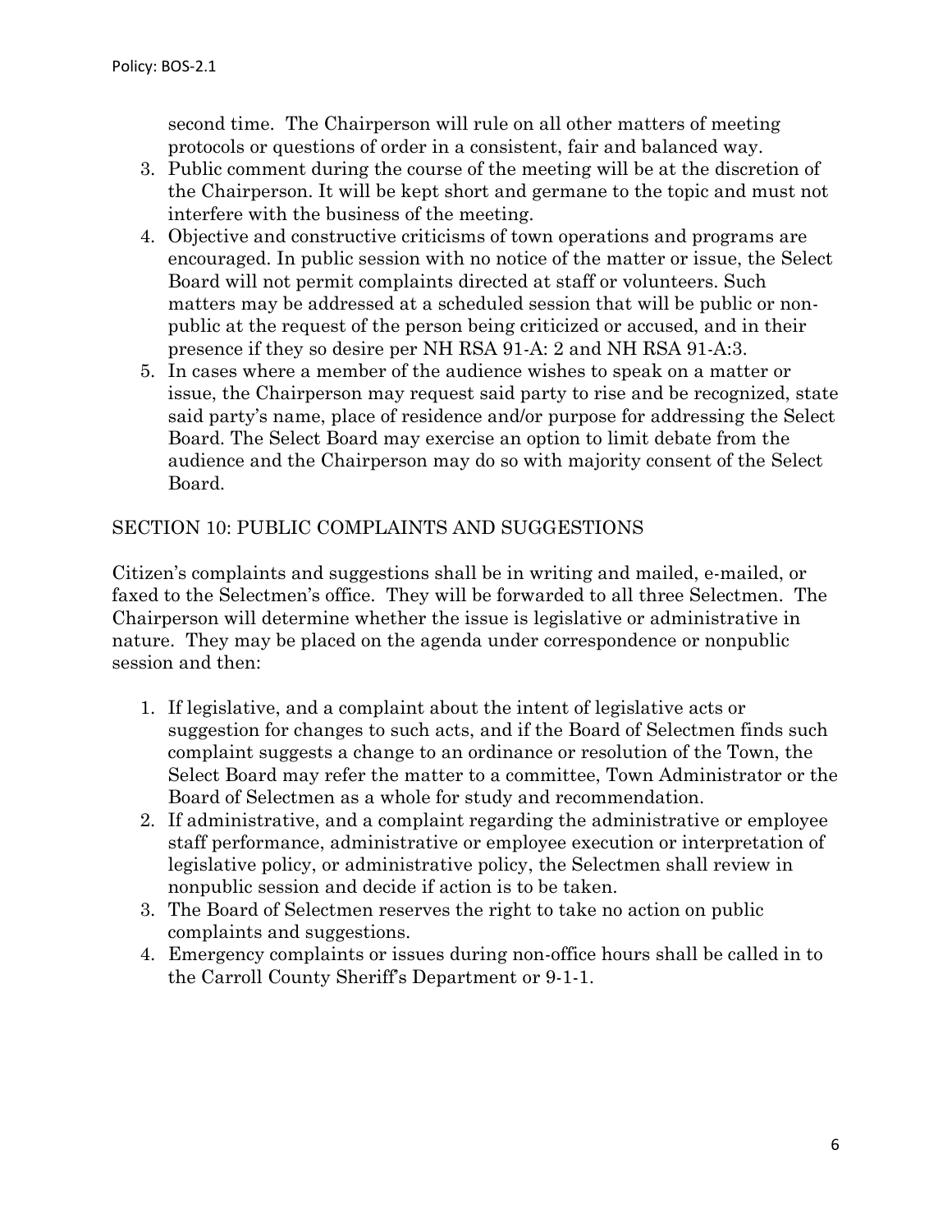second time. The Chairperson will rule on all other matters of meeting protocols or questions of order in a consistent, fair and balanced way.

3. Public comment during the course of the meeting will be at the discretion of the Chairperson. It will be kept short and germane to the topic and must not interfere with the business of the meeting.
4. Objective and constructive criticisms of town operations and programs are encouraged. In public session with no notice of the matter or issue, the Select Board will not permit complaints directed at staff or volunteers. Such matters may be addressed at a scheduled session that will be public or non-public at the request of the person being criticized or accused, and in their presence if they so desire per NH RSA 91-A: 2 and NH RSA 91-A:3.
5. In cases where a member of the audience wishes to speak on a matter or issue, the Chairperson may request said party to rise and be recognized, state said party's name, place of residence and/or purpose for addressing the Select Board. The Select Board may exercise an option to limit debate from the audience and the Chairperson may do so with majority consent of the Select Board.

## SECTION 10: PUBLIC COMPLAINTS AND SUGGESTIONS

Citizen's complaints and suggestions shall be in writing and mailed, e-mailed, or faxed to the Selectmen's office. They will be forwarded to all three Selectmen. The Chairperson will determine whether the issue is legislative or administrative in nature. They may be placed on the agenda under correspondence or nonpublic session and then:

1. If legislative, and a complaint about the intent of legislative acts or suggestion for changes to such acts, and if the Board of Selectmen finds such complaint suggests a change to an ordinance or resolution of the Town, the Select Board may refer the matter to a committee, Town Administrator or the Board of Selectmen as a whole for study and recommendation.
2. If administrative, and a complaint regarding the administrative or employee staff performance, administrative or employee execution or interpretation of legislative policy, or administrative policy, the Selectmen shall review in nonpublic session and decide if action is to be taken.
3. The Board of Selectmen reserves the right to take no action on public complaints and suggestions.
4. Emergency complaints or issues during non-office hours shall be called in to the Carroll County Sheriff's Department or 9-1-1.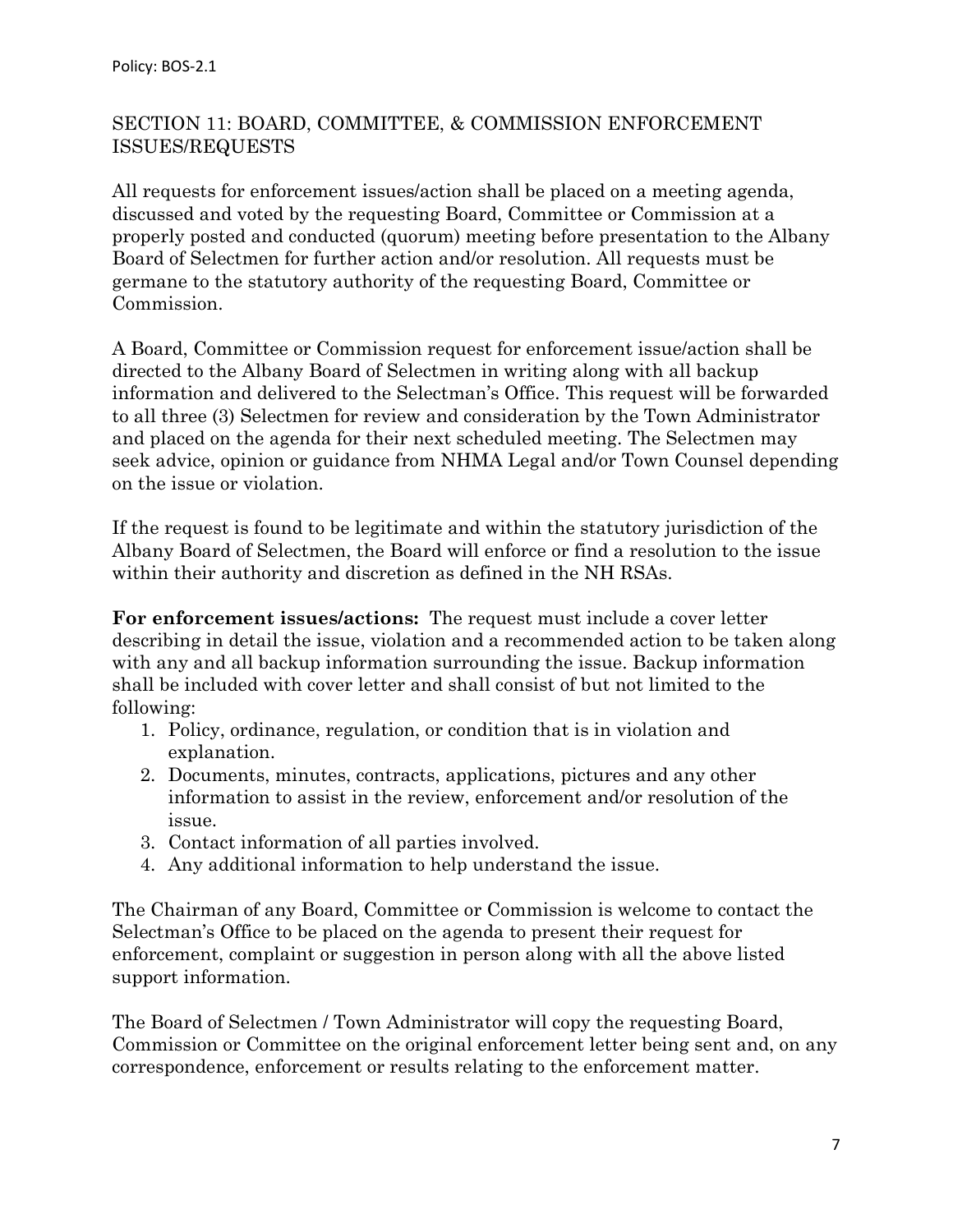## SECTION 11: BOARD, COMMITTEE, & COMMISSION ENFORCEMENT ISSUES/REQUESTS

All requests for enforcement issues/action shall be placed on a meeting agenda, discussed and voted by the requesting Board, Committee or Commission at a properly posted and conducted (quorum) meeting before presentation to the Albany Board of Selectmen for further action and/or resolution. All requests must be germane to the statutory authority of the requesting Board, Committee or Commission.

A Board, Committee or Commission request for enforcement issue/action shall be directed to the Albany Board of Selectmen in writing along with all backup information and delivered to the Selectman's Office. This request will be forwarded to all three (3) Selectmen for review and consideration by the Town Administrator and placed on the agenda for their next scheduled meeting. The Selectmen may seek advice, opinion or guidance from NHMA Legal and/or Town Counsel depending on the issue or violation.

If the request is found to be legitimate and within the statutory jurisdiction of the Albany Board of Selectmen, the Board will enforce or find a resolution to the issue within their authority and discretion as defined in the NH RSAs.

**For enforcement issues/actions:** The request must include a cover letter describing in detail the issue, violation and a recommended action to be taken along with any and all backup information surrounding the issue. Backup information shall be included with cover letter and shall consist of but not limited to the following:

1. Policy, ordinance, regulation, or condition that is in violation and explanation.
2. Documents, minutes, contracts, applications, pictures and any other information to assist in the review, enforcement and/or resolution of the issue.
3. Contact information of all parties involved.
4. Any additional information to help understand the issue.

The Chairman of any Board, Committee or Commission is welcome to contact the Selectman's Office to be placed on the agenda to present their request for enforcement, complaint or suggestion in person along with all the above listed support information.

The Board of Selectmen / Town Administrator will copy the requesting Board, Commission or Committee on the original enforcement letter being sent and, on any correspondence, enforcement or results relating to the enforcement matter.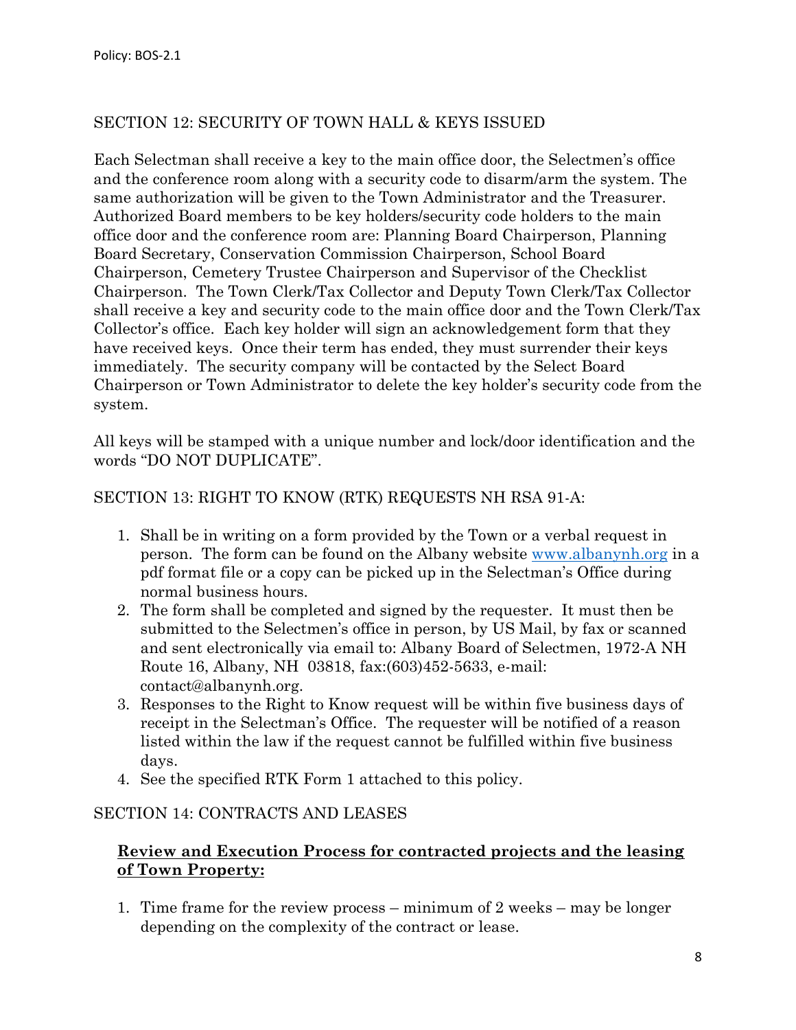## SECTION 12: SECURITY OF TOWN HALL & KEYS ISSUED

Each Selectman shall receive a key to the main office door, the Selectmen's office and the conference room along with a security code to disarm/arm the system. The same authorization will be given to the Town Administrator and the Treasurer. Authorized Board members to be key holders/security code holders to the main office door and the conference room are: Planning Board Chairperson, Planning Board Secretary, Conservation Commission Chairperson, School Board Chairperson, Cemetery Trustee Chairperson and Supervisor of the Checklist Chairperson. The Town Clerk/Tax Collector and Deputy Town Clerk/Tax Collector shall receive a key and security code to the main office door and the Town Clerk/Tax Collector's office. Each key holder will sign an acknowledgement form that they have received keys. Once their term has ended, they must surrender their keys immediately. The security company will be contacted by the Select Board Chairperson or Town Administrator to delete the key holder's security code from the system.

All keys will be stamped with a unique number and lock/door identification and the words "DO NOT DUPLICATE".

## SECTION 13: RIGHT TO KNOW (RTK) REQUESTS NH RSA 91-A:

1. Shall be in writing on a form provided by the Town or a verbal request in person. The form can be found on the Albany website [www.albanynh.org](http://www.albanynh.org) in a pdf format file or a copy can be picked up in the Selectman's Office during normal business hours.
2. The form shall be completed and signed by the requester. It must then be submitted to the Selectmen's office in person, by US Mail, by fax or scanned and sent electronically via email to: Albany Board of Selectmen, 1972-A NH Route 16, Albany, NH 03818, fax:(603)452-5633, e-mail: contact@albanynh.org.
3. Responses to the Right to Know request will be within five business days of receipt in the Selectman's Office. The requester will be notified of a reason listed within the law if the request cannot be fulfilled within five business days.
4. See the specified RTK Form 1 attached to this policy.

## SECTION 14: CONTRACTS AND LEASES

### **<u>Review and Execution Process for contracted projects and the leasing of Town Property:</u>**

1. Time frame for the review process – minimum of 2 weeks – may be longer depending on the complexity of the contract or lease.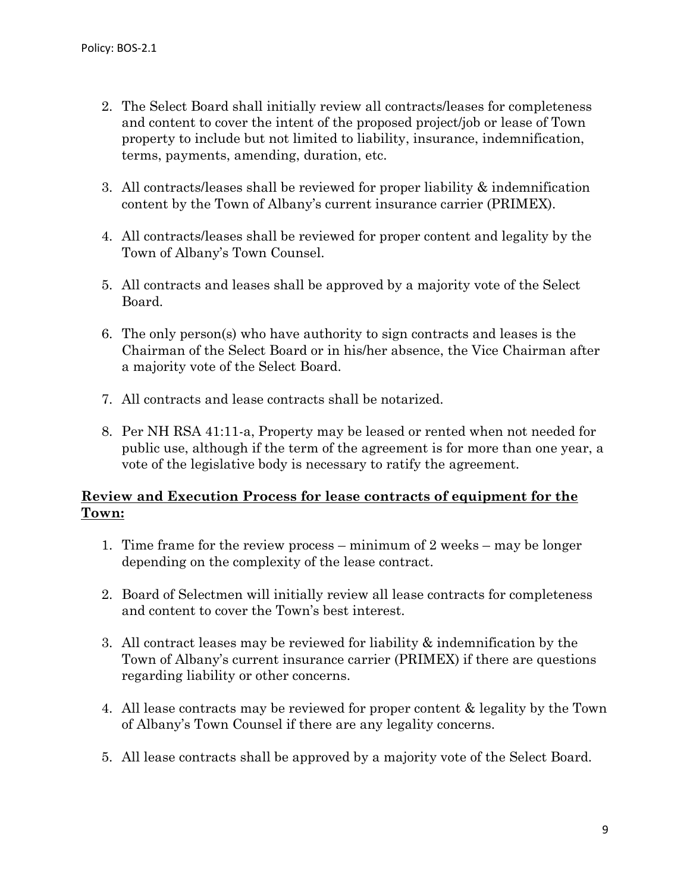2. The Select Board shall initially review all contracts/leases for completeness and content to cover the intent of the proposed project/job or lease of Town property to include but not limited to liability, insurance, indemnification, terms, payments, amending, duration, etc.

3. All contracts/leases shall be reviewed for proper liability & indemnification content by the Town of Albany's current insurance carrier (PRIMEX).

4. All contracts/leases shall be reviewed for proper content and legality by the Town of Albany's Town Counsel.

5. All contracts and leases shall be approved by a majority vote of the Select Board.

6. The only person(s) who have authority to sign contracts and leases is the Chairman of the Select Board or in his/her absence, the Vice Chairman after a majority vote of the Select Board.

7. All contracts and lease contracts shall be notarized.

8. Per NH RSA 41:11-a, Property may be leased or rented when not needed for public use, although if the term of the agreement is for more than one year, a vote of the legislative body is necessary to ratify the agreement.

**Review and Execution Process for lease contracts of equipment for the Town:**

1. Time frame for the review process – minimum of 2 weeks – may be longer depending on the complexity of the lease contract.

2. Board of Selectmen will initially review all lease contracts for completeness and content to cover the Town's best interest.

3. All contract leases may be reviewed for liability & indemnification by the Town of Albany's current insurance carrier (PRIMEX) if there are questions regarding liability or other concerns.

4. All lease contracts may be reviewed for proper content & legality by the Town of Albany's Town Counsel if there are any legality concerns.

5. All lease contracts shall be approved by a majority vote of the Select Board.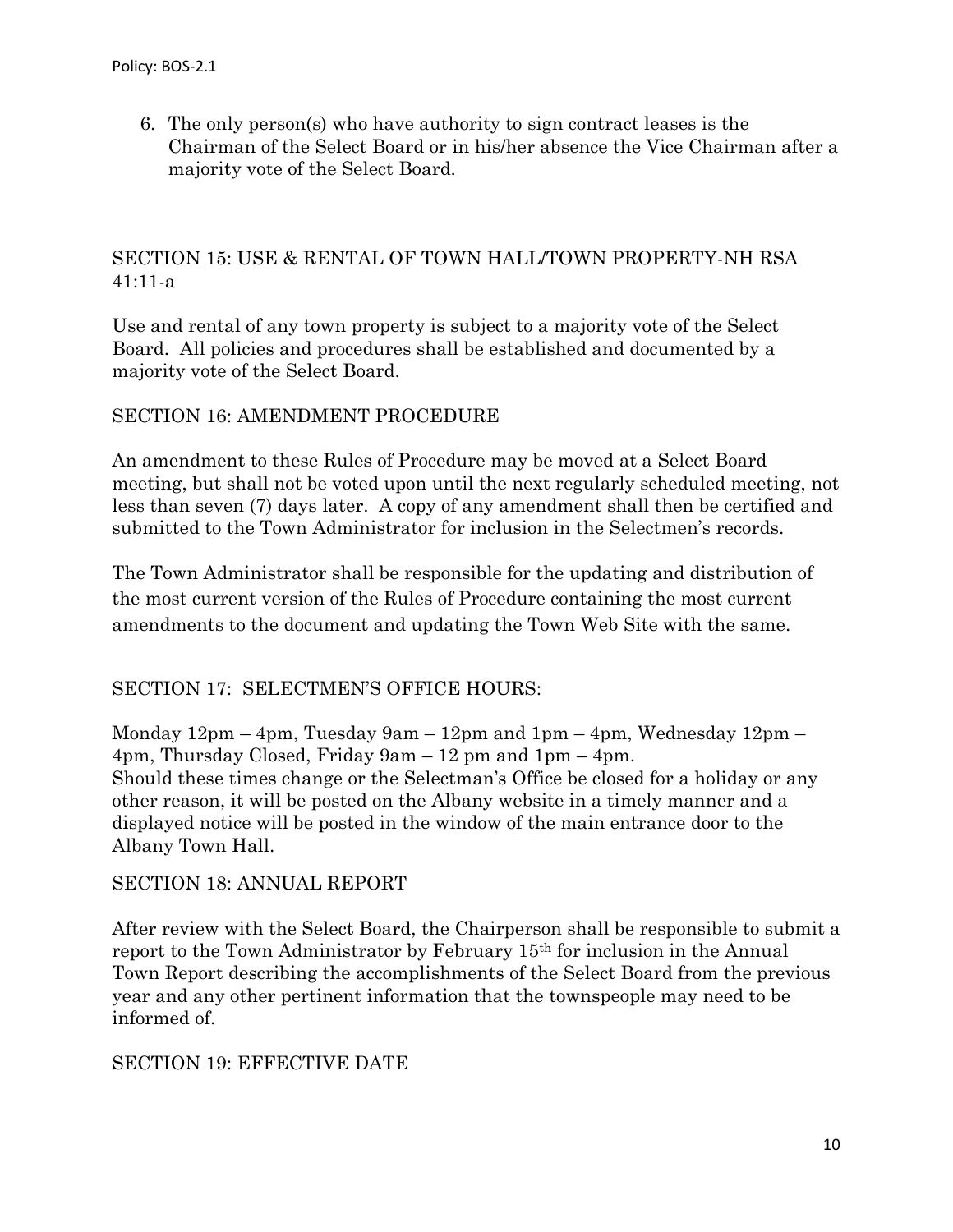6. The only person(s) who have authority to sign contract leases is the Chairman of the Select Board or in his/her absence the Vice Chairman after a majority vote of the Select Board.

## SECTION 15: USE & RENTAL OF TOWN HALL/TOWN PROPERTY-NH RSA 41:11-a

Use and rental of any town property is subject to a majority vote of the Select Board. All policies and procedures shall be established and documented by a majority vote of the Select Board.

## SECTION 16: AMENDMENT PROCEDURE

An amendment to these Rules of Procedure may be moved at a Select Board meeting, but shall not be voted upon until the next regularly scheduled meeting, not less than seven (7) days later. A copy of any amendment shall then be certified and submitted to the Town Administrator for inclusion in the Selectmen's records.

The Town Administrator shall be responsible for the updating and distribution of the most current version of the Rules of Procedure containing the most current amendments to the document and updating the Town Web Site with the same.

## SECTION 17: SELECTMEN'S OFFICE HOURS:

Monday 12pm – 4pm, Tuesday 9am – 12pm and 1pm – 4pm, Wednesday 12pm – 4pm, Thursday Closed, Friday 9am – 12 pm and 1pm – 4pm.
Should these times change or the Selectman's Office be closed for a holiday or any other reason, it will be posted on the Albany website in a timely manner and a displayed notice will be posted in the window of the main entrance door to the Albany Town Hall.

## SECTION 18: ANNUAL REPORT

After review with the Select Board, the Chairperson shall be responsible to submit a report to the Town Administrator by February 15th for inclusion in the Annual Town Report describing the accomplishments of the Select Board from the previous year and any other pertinent information that the townspeople may need to be informed of.

## SECTION 19: EFFECTIVE DATE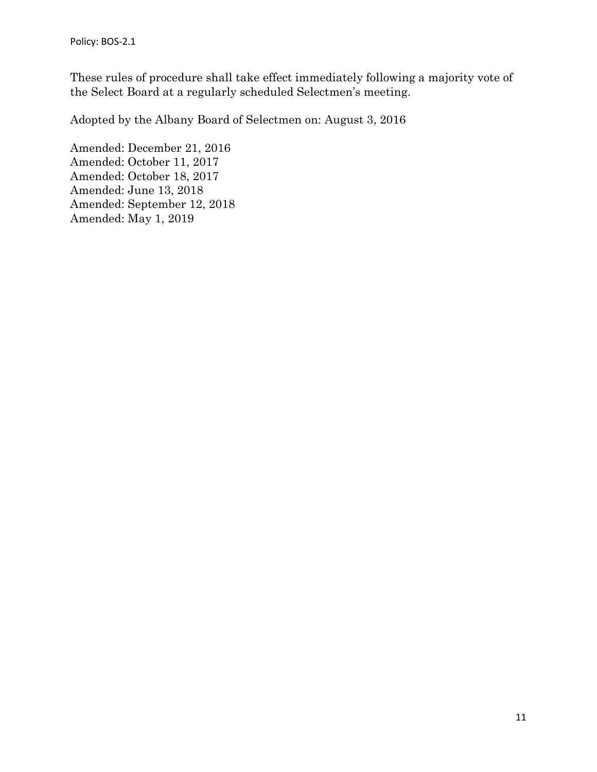These rules of procedure shall take effect immediately following a majority vote of the Select Board at a regularly scheduled Selectmen's meeting.

Adopted by the Albany Board of Selectmen on: August 3, 2016

Amended: December 21, 2016
Amended: October 11, 2017
Amended: October 18, 2017
Amended: June 13, 2018
Amended: September 12, 2018
Amended: May 1, 2019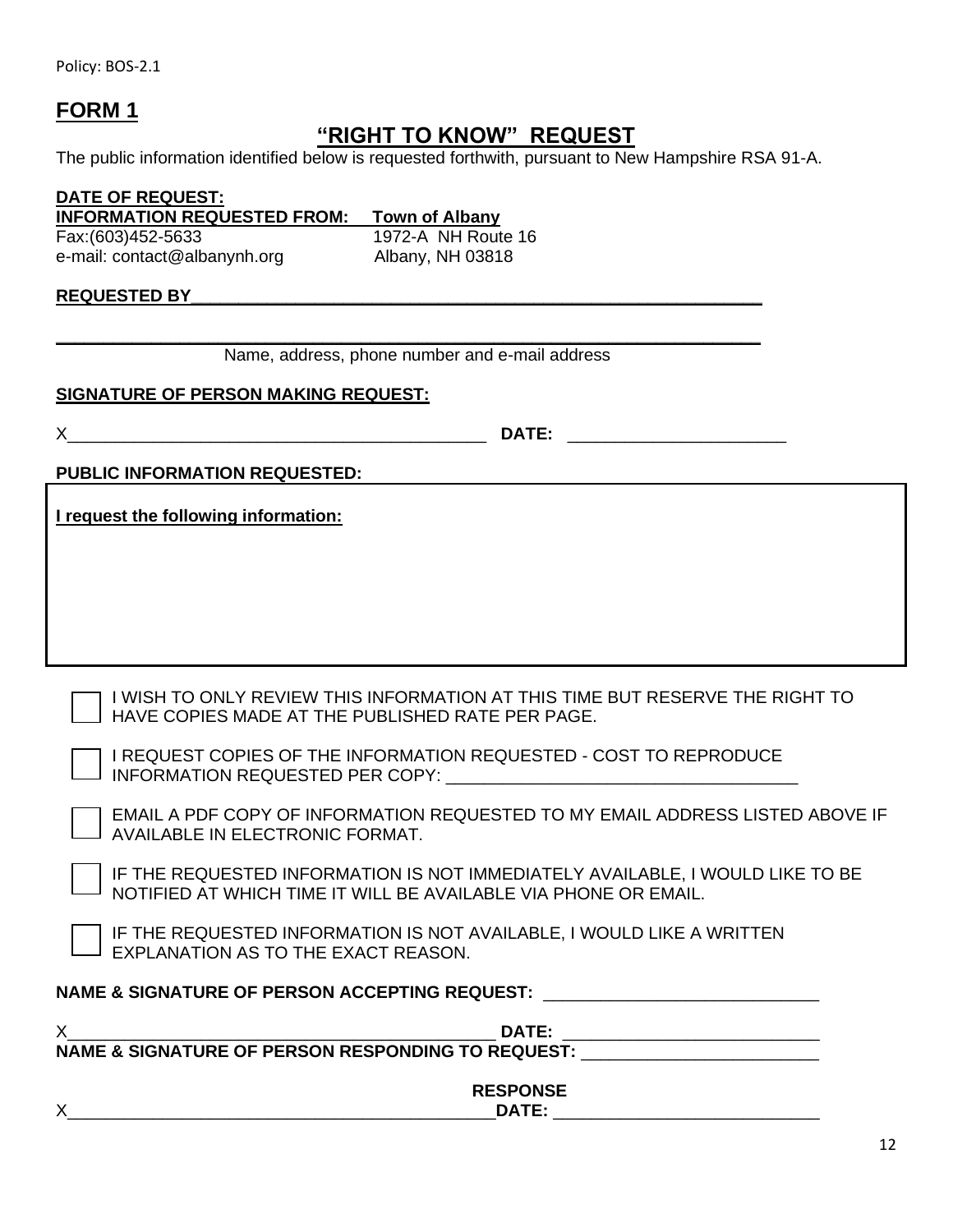Policy: BOS-2.1

## FORM 1

## "RIGHT TO KNOW" REQUEST

The public information identified below is requested forthwith, pursuant to New Hampshire RSA 91-A.

**DATE OF REQUEST:**

**INFORMATION REQUESTED FROM:** **Town of Albany**

Fax:(603)452-5633 1972-A NH Route 16

e-mail: contact@albanynh.org Albany, NH 03818

**REQUESTED BY**\_\_\_\_\_\_\_\_\_\_\_\_\_\_\_\_\_\_\_\_\_\_\_\_\_\_\_\_\_\_\_\_\_\_\_\_\_\_\_\_\_\_\_\_\_\_\_\_\_\_\_\_\_\_\_\_\_\_\_\_

\_\_\_\_\_\_\_\_\_\_\_\_\_\_\_\_\_\_\_\_\_\_\_\_\_\_\_\_\_\_\_\_\_\_\_\_\_\_\_\_\_\_\_\_\_\_\_\_\_\_\_\_\_\_\_\_\_\_\_\_\_\_\_\_\_\_\_\_\_\_\_\_

Name, address, phone number and e-mail address

**SIGNATURE OF PERSON MAKING REQUEST:**

X\_\_\_\_\_\_\_\_\_\_\_\_\_\_\_\_\_\_\_\_\_\_\_\_\_\_\_\_\_\_\_\_\_\_\_\_\_\_\_\_\_\_\_\_ **DATE:** \_\_\_\_\_\_\_\_\_\_\_\_\_\_\_\_\_\_\_\_\_\_\_

**PUBLIC INFORMATION REQUESTED:**

**I request the following information:**

☐ I WISH TO ONLY REVIEW THIS INFORMATION AT THIS TIME BUT RESERVE THE RIGHT TO HAVE COPIES MADE AT THE PUBLISHED RATE PER PAGE.

☐ I REQUEST COPIES OF THE INFORMATION REQUESTED - COST TO REPRODUCE INFORMATION REQUESTED PER COPY: \_\_\_\_\_\_\_\_\_\_\_\_\_\_\_\_\_\_\_\_\_\_\_\_\_\_\_\_\_\_\_\_\_\_\_\_\_

☐ EMAIL A PDF COPY OF INFORMATION REQUESTED TO MY EMAIL ADDRESS LISTED ABOVE IF AVAILABLE IN ELECTRONIC FORMAT.

☐ IF THE REQUESTED INFORMATION IS NOT IMMEDIATELY AVAILABLE, I WOULD LIKE TO BE NOTIFIED AT WHICH TIME IT WILL BE AVAILABLE VIA PHONE OR EMAIL.

☐ IF THE REQUESTED INFORMATION IS NOT AVAILABLE, I WOULD LIKE A WRITTEN EXPLANATION AS TO THE EXACT REASON.

**NAME & SIGNATURE OF PERSON ACCEPTING REQUEST:** \_\_\_\_\_\_\_\_\_\_\_\_\_\_\_\_\_\_\_\_\_\_\_\_\_\_\_\_\_

X\_\_\_\_\_\_\_\_\_\_\_\_\_\_\_\_\_\_\_\_\_\_\_\_\_\_\_\_\_\_\_\_\_\_\_\_\_\_\_\_\_\_\_\_\_ **DATE:** \_\_\_\_\_\_\_\_\_\_\_\_\_\_\_\_\_\_\_\_\_\_\_\_\_\_

**NAME & SIGNATURE OF PERSON RESPONDING TO REQUEST:** \_\_\_\_\_\_\_\_\_\_\_\_\_\_\_\_\_\_\_\_\_\_\_\_\_

**RESPONSE**

X\_\_\_\_\_\_\_\_\_\_\_\_\_\_\_\_\_\_\_\_\_\_\_\_\_\_\_\_\_\_\_\_\_\_\_\_\_\_\_\_\_\_\_\_\_\_**DATE:** \_\_\_\_\_\_\_\_\_\_\_\_\_\_\_\_\_\_\_\_\_\_\_\_\_\_\_\_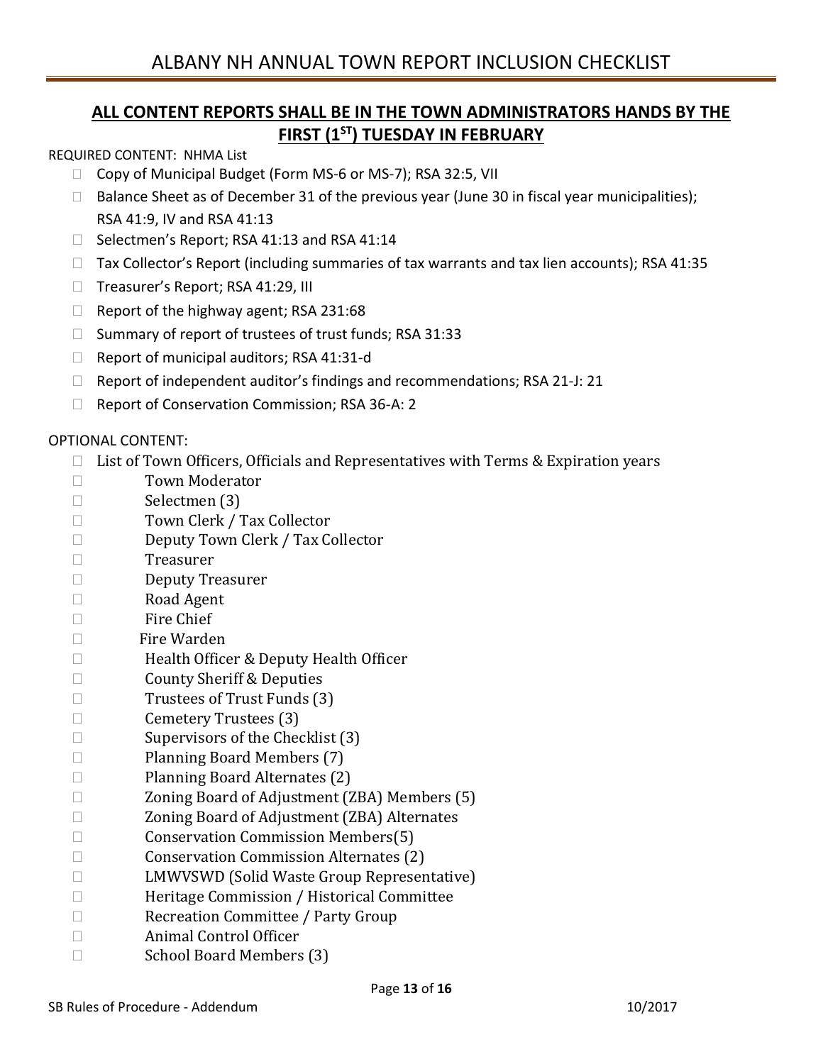# ALBANY NH ANNUAL TOWN REPORT INCLUSION CHECKLIST

## ALL CONTENT REPORTS SHALL BE IN THE TOWN ADMINISTRATORS HANDS BY THE FIRST (1ST) TUESDAY IN FEBRUARY

REQUIRED CONTENT: NHMA List

- ☐ Copy of Municipal Budget (Form MS-6 or MS-7); RSA 32:5, VII
- ☐ Balance Sheet as of December 31 of the previous year (June 30 in fiscal year municipalities); RSA 41:9, IV and RSA 41:13
- ☐ Selectmen's Report; RSA 41:13 and RSA 41:14
- ☐ Tax Collector's Report (including summaries of tax warrants and tax lien accounts); RSA 41:35
- ☐ Treasurer's Report; RSA 41:29, III
- ☐ Report of the highway agent; RSA 231:68
- ☐ Summary of report of trustees of trust funds; RSA 31:33
- ☐ Report of municipal auditors; RSA 41:31-d
- ☐ Report of independent auditor's findings and recommendations; RSA 21-J: 21
- ☐ Report of Conservation Commission; RSA 36-A: 2

OPTIONAL CONTENT:

- ☐ List of Town Officers, Officials and Representatives with Terms & Expiration years
  - ☐ Town Moderator
  - ☐ Selectmen (3)
  - ☐ Town Clerk / Tax Collector
  - ☐ Deputy Town Clerk / Tax Collector
  - ☐ Treasurer
  - ☐ Deputy Treasurer
  - ☐ Road Agent
  - ☐ Fire Chief
  - ☐ Fire Warden
  - ☐ Health Officer & Deputy Health Officer
  - ☐ County Sheriff & Deputies
  - ☐ Trustees of Trust Funds (3)
  - ☐ Cemetery Trustees (3)
  - ☐ Supervisors of the Checklist (3)
  - ☐ Planning Board Members (7)
  - ☐ Planning Board Alternates (2)
  - ☐ Zoning Board of Adjustment (ZBA) Members (5)
  - ☐ Zoning Board of Adjustment (ZBA) Alternates
  - ☐ Conservation Commission Members(5)
  - ☐ Conservation Commission Alternates (2)
  - ☐ LMWVSWD (Solid Waste Group Representative)
  - ☐ Heritage Commission / Historical Committee
  - ☐ Recreation Committee / Party Group
  - ☐ Animal Control Officer
  - ☐ School Board Members (3)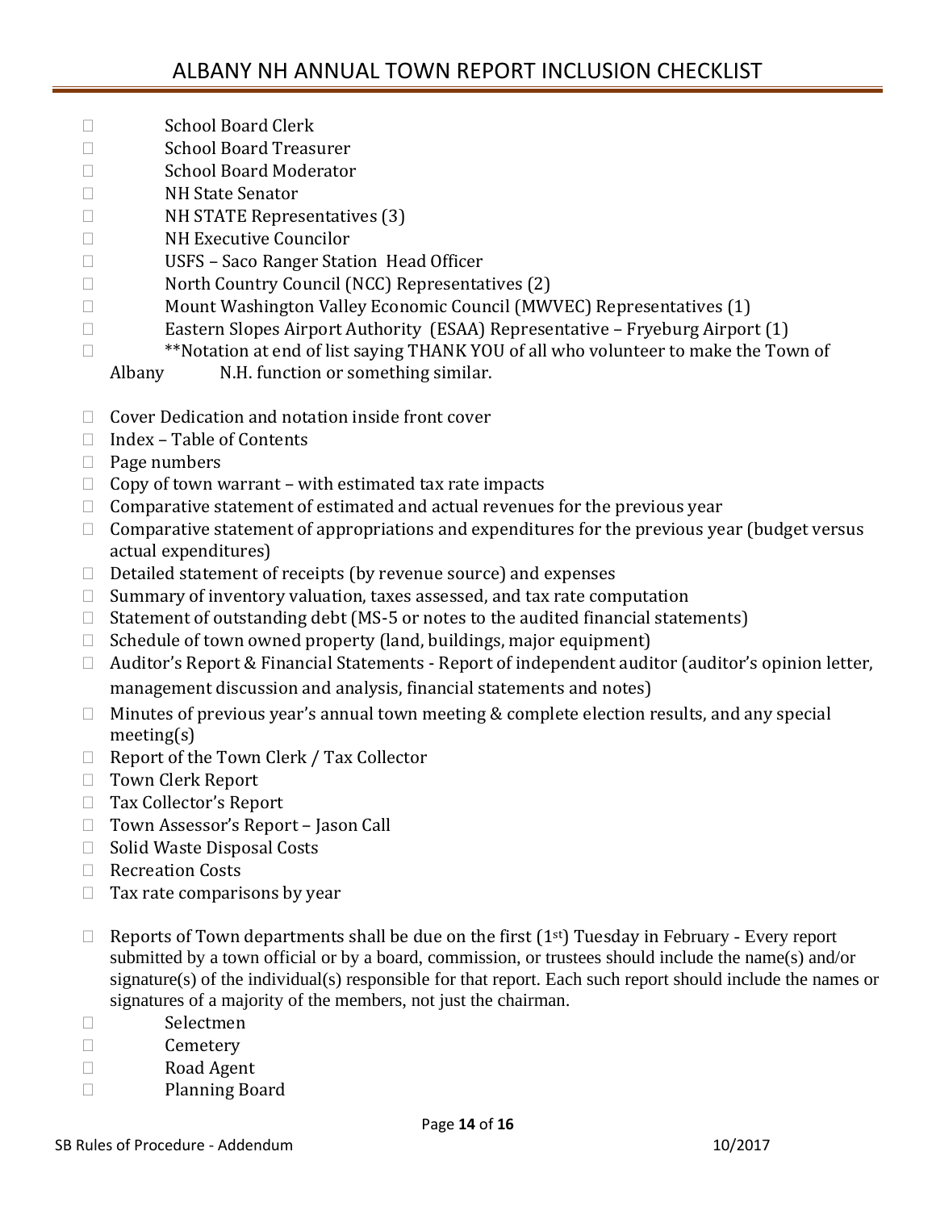# ALBANY NH ANNUAL TOWN REPORT INCLUSION CHECKLIST

- School Board Clerk
- School Board Treasurer
- School Board Moderator
- NH State Senator
- NH STATE Representatives (3)
- NH Executive Councilor
- USFS – Saco Ranger Station Head Officer
- North Country Council (NCC) Representatives (2)
- Mount Washington Valley Economic Council (MWVEC) Representatives (1)
- Eastern Slopes Airport Authority (ESAA) Representative – Fryeburg Airport (1)
- **Notation at end of list saying THANK YOU of all who volunteer to make the Town of Albany N.H. function or something similar.

- Cover Dedication and notation inside front cover
- Index – Table of Contents
- Page numbers
- Copy of town warrant – with estimated tax rate impacts
- Comparative statement of estimated and actual revenues for the previous year
- Comparative statement of appropriations and expenditures for the previous year (budget versus actual expenditures)
- Detailed statement of receipts (by revenue source) and expenses
- Summary of inventory valuation, taxes assessed, and tax rate computation
- Statement of outstanding debt (MS-5 or notes to the audited financial statements)
- Schedule of town owned property (land, buildings, major equipment)
- Auditor's Report & Financial Statements - Report of independent auditor (auditor's opinion letter, management discussion and analysis, financial statements and notes)
- Minutes of previous year's annual town meeting & complete election results, and any special meeting(s)
- Report of the Town Clerk / Tax Collector
- Town Clerk Report
- Tax Collector's Report
- Town Assessor's Report – Jason Call
- Solid Waste Disposal Costs
- Recreation Costs
- Tax rate comparisons by year

- Reports of Town departments shall be due on the first (1st) Tuesday in February - Every report submitted by a town official or by a board, commission, or trustees should include the name(s) and/or signature(s) of the individual(s) responsible for that report. Each such report should include the names or signatures of a majority of the members, not just the chairman.
  - Selectmen
  - Cemetery
  - Road Agent
  - Planning Board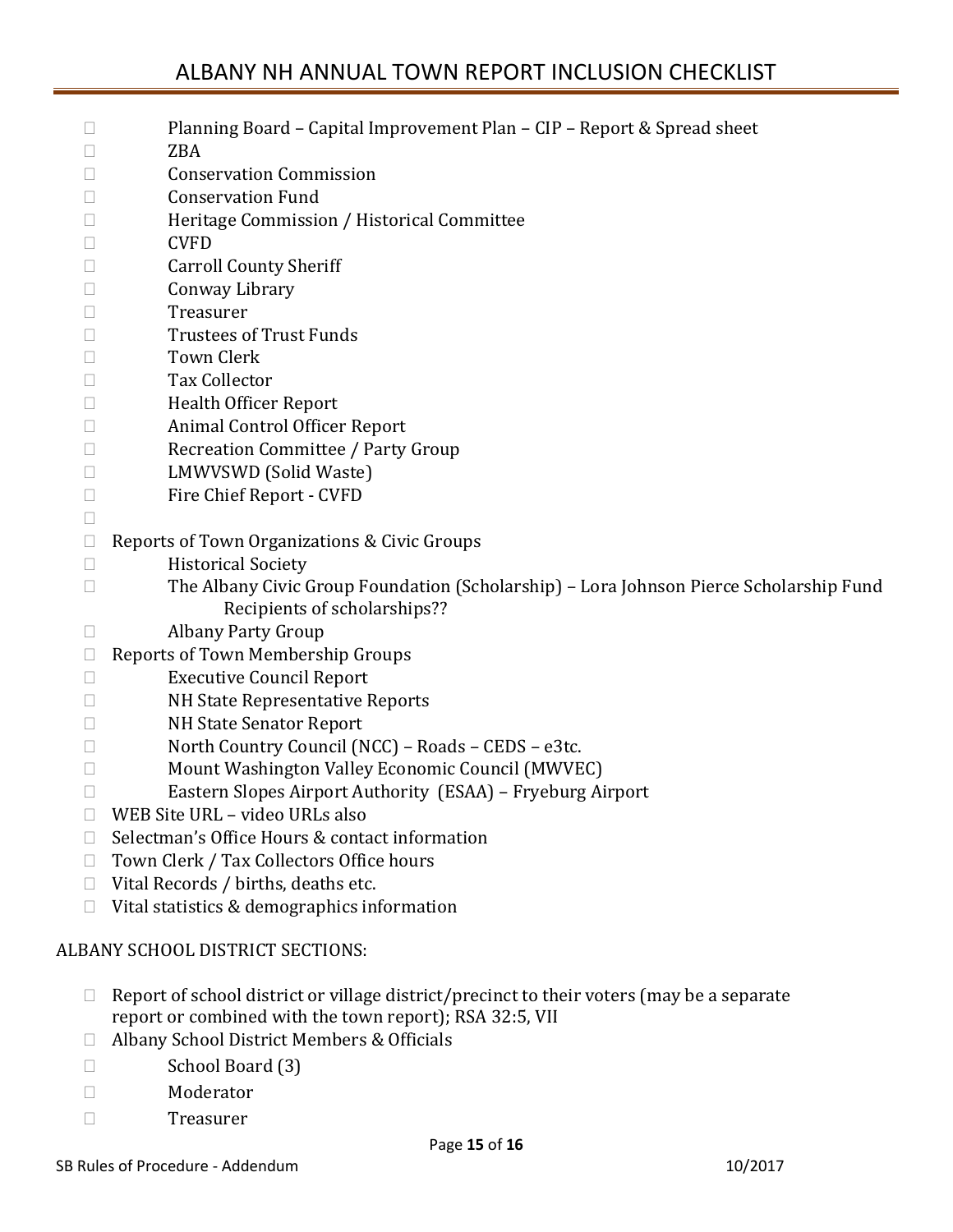- ☐ Planning Board – Capital Improvement Plan – CIP – Report & Spread sheet
    - ☐ ZBA
    - ☐ Conservation Commission
    - ☐ Conservation Fund
    - ☐ Heritage Commission / Historical Committee
    - ☐ CVFD
    - ☐ Carroll County Sheriff
    - ☐ Conway Library
    - ☐ Treasurer
    - ☐ Trustees of Trust Funds
    - ☐ Town Clerk
    - ☐ Tax Collector
    - ☐ Health Officer Report
    - ☐ Animal Control Officer Report
    - ☐ Recreation Committee / Party Group
    - ☐ LMWVSWD (Solid Waste)
    - ☐ Fire Chief Report - CVFD
    - ☐
- ☐ Reports of Town Organizations & Civic Groups
    - ☐ Historical Society
    - ☐ The Albany Civic Group Foundation (Scholarship) – Lora Johnson Pierce Scholarship Fund
      Recipients of scholarships??
    - ☐ Albany Party Group
- ☐ Reports of Town Membership Groups
    - ☐ Executive Council Report
    - ☐ NH State Representative Reports
    - ☐ NH State Senator Report
    - ☐ North Country Council (NCC) – Roads – CEDS – e3tc.
    - ☐ Mount Washington Valley Economic Council (MWVEC)
    - ☐ Eastern Slopes Airport Authority (ESAA) – Fryeburg Airport
- ☐ WEB Site URL – video URLs also
- ☐ Selectman's Office Hours & contact information
- ☐ Town Clerk / Tax Collectors Office hours
- ☐ Vital Records / births, deaths etc.
- ☐ Vital statistics & demographics information

ALBANY SCHOOL DISTRICT SECTIONS:

- ☐ Report of school district or village district/precinct to their voters (may be a separate report or combined with the town report); RSA 32:5, VII
- ☐ Albany School District Members & Officials
    - ☐ School Board (3)
    - ☐ Moderator
    - ☐ Treasurer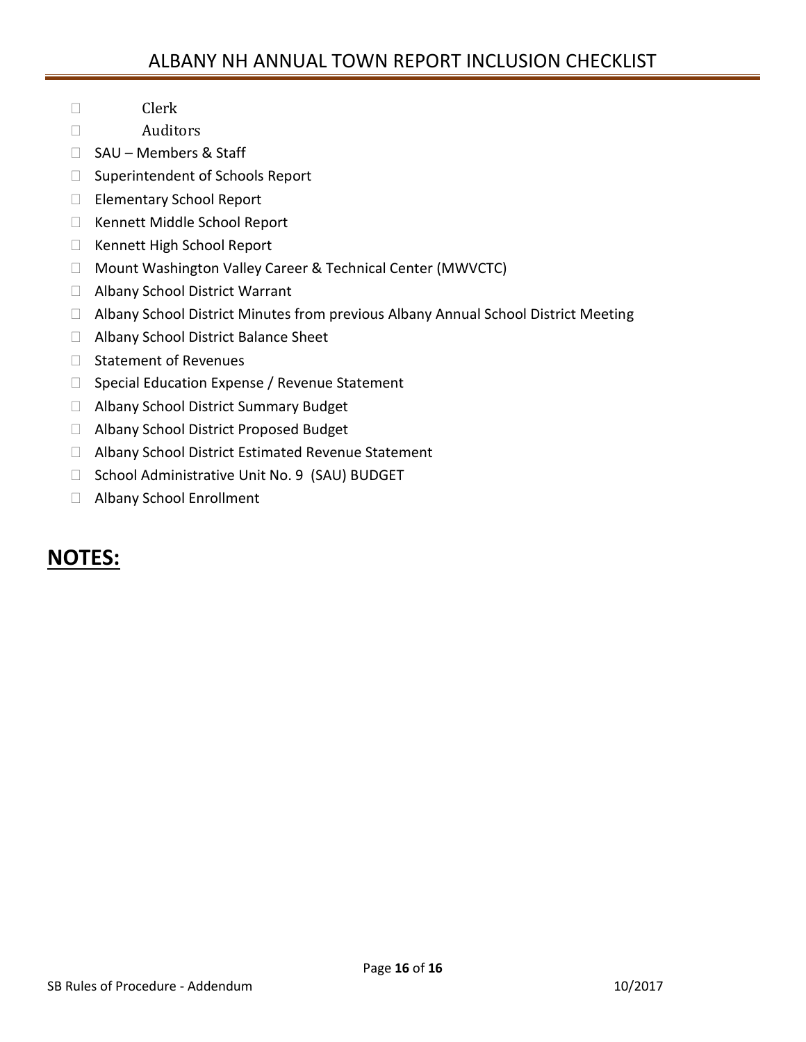# ALBANY NH ANNUAL TOWN REPORT INCLUSION CHECKLIST

- ☐ Clerk
- ☐ Auditors
- ☐ SAU – Members & Staff
- ☐ Superintendent of Schools Report
- ☐ Elementary School Report
- ☐ Kennett Middle School Report
- ☐ Kennett High School Report
- ☐ Mount Washington Valley Career & Technical Center (MWVCTC)
- ☐ Albany School District Warrant
- ☐ Albany School District Minutes from previous Albany Annual School District Meeting
- ☐ Albany School District Balance Sheet
- ☐ Statement of Revenues
- ☐ Special Education Expense / Revenue Statement
- ☐ Albany School District Summary Budget
- ☐ Albany School District Proposed Budget
- ☐ Albany School District Estimated Revenue Statement
- ☐ School Administrative Unit No. 9 (SAU) BUDGET
- ☐ Albany School Enrollment

## NOTES: